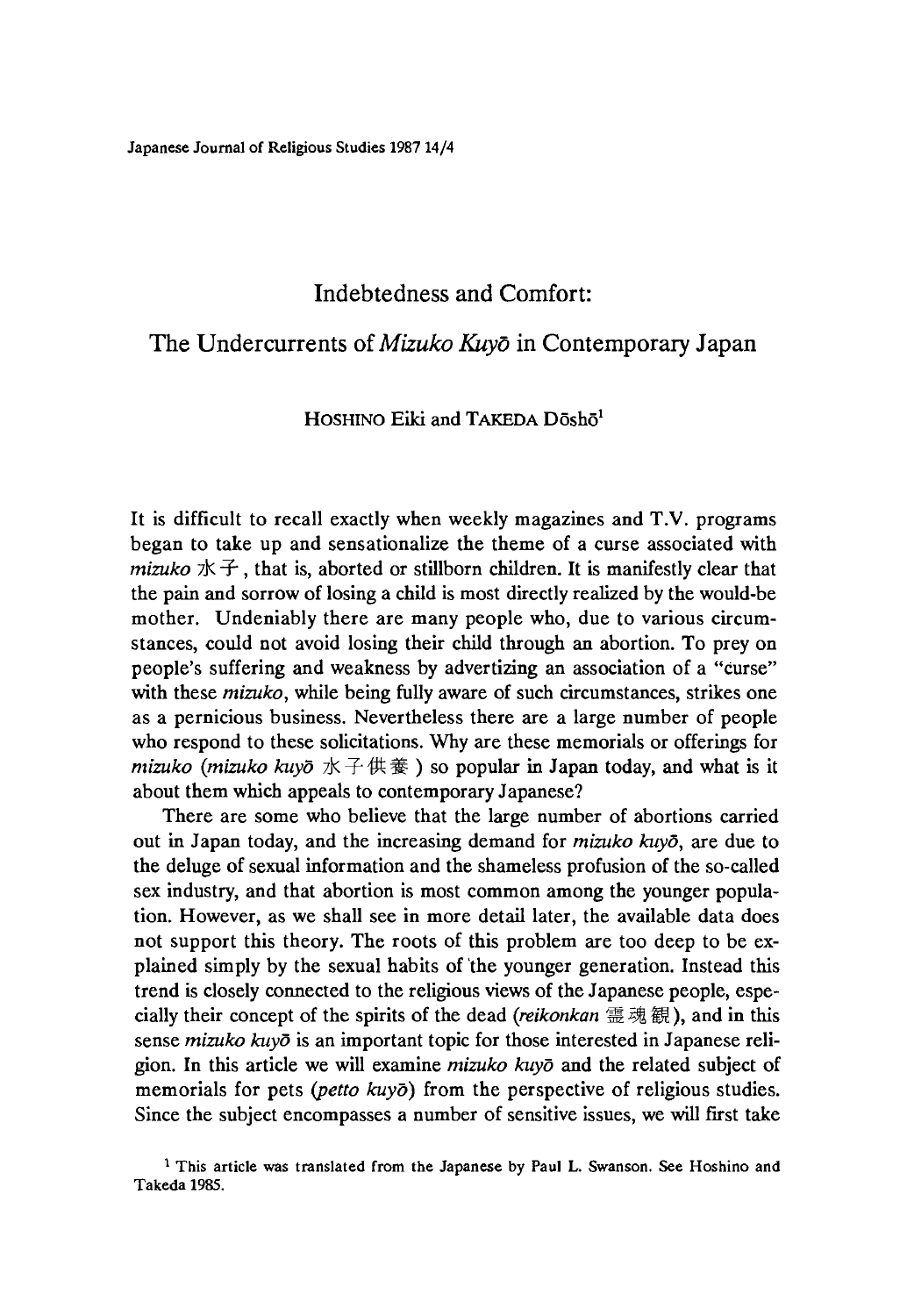# Indebtedness and Comfort:

## The Undercurrents of *Mizuko Kuyō* in Contemporary Japan

HOSHINO Eiki and TAKEDA Dōshō[1]

It is difficult to recall exactly when weekly magazines and T.V. programs began to take up and sensationalize the theme of a curse associated with *mizuko* 水子, that is, aborted or stillborn children. It is manifestly clear that the pain and sorrow of losing a child is most directly realized by the would-be mother. Undeniably there are many people who, due to various circumstances, could not avoid losing their child through an abortion. To prey on people's suffering and weakness by advertizing an association of a "curse" with these *mizuko*, while being fully aware of such circumstances, strikes one as a pernicious business. Nevertheless there are a large number of people who respond to these solicitations. Why are these memorials or offerings for *mizuko* (*mizuko kuyō* 水子供養) so popular in Japan today, and what is it about them which appeals to contemporary Japanese?

There are some who believe that the large number of abortions carried out in Japan today, and the increasing demand for *mizuko kuyō*, are due to the deluge of sexual information and the shameless profusion of the so-called sex industry, and that abortion is most common among the younger population. However, as we shall see in more detail later, the available data does not support this theory. The roots of this problem are too deep to be explained simply by the sexual habits of the younger generation. Instead this trend is closely connected to the religious views of the Japanese people, especially their concept of the spirits of the dead (*reikonkan* 霊魂観), and in this sense *mizuko kuyō* is an important topic for those interested in Japanese religion. In this article we will examine *mizuko kuyō* and the related subject of memorials for pets (*petto kuyō*) from the perspective of religious studies. Since the subject encompasses a number of sensitive issues, we will first take

[1] This article was translated from the Japanese by Paul L. Swanson. See Hoshino and Takeda 1985.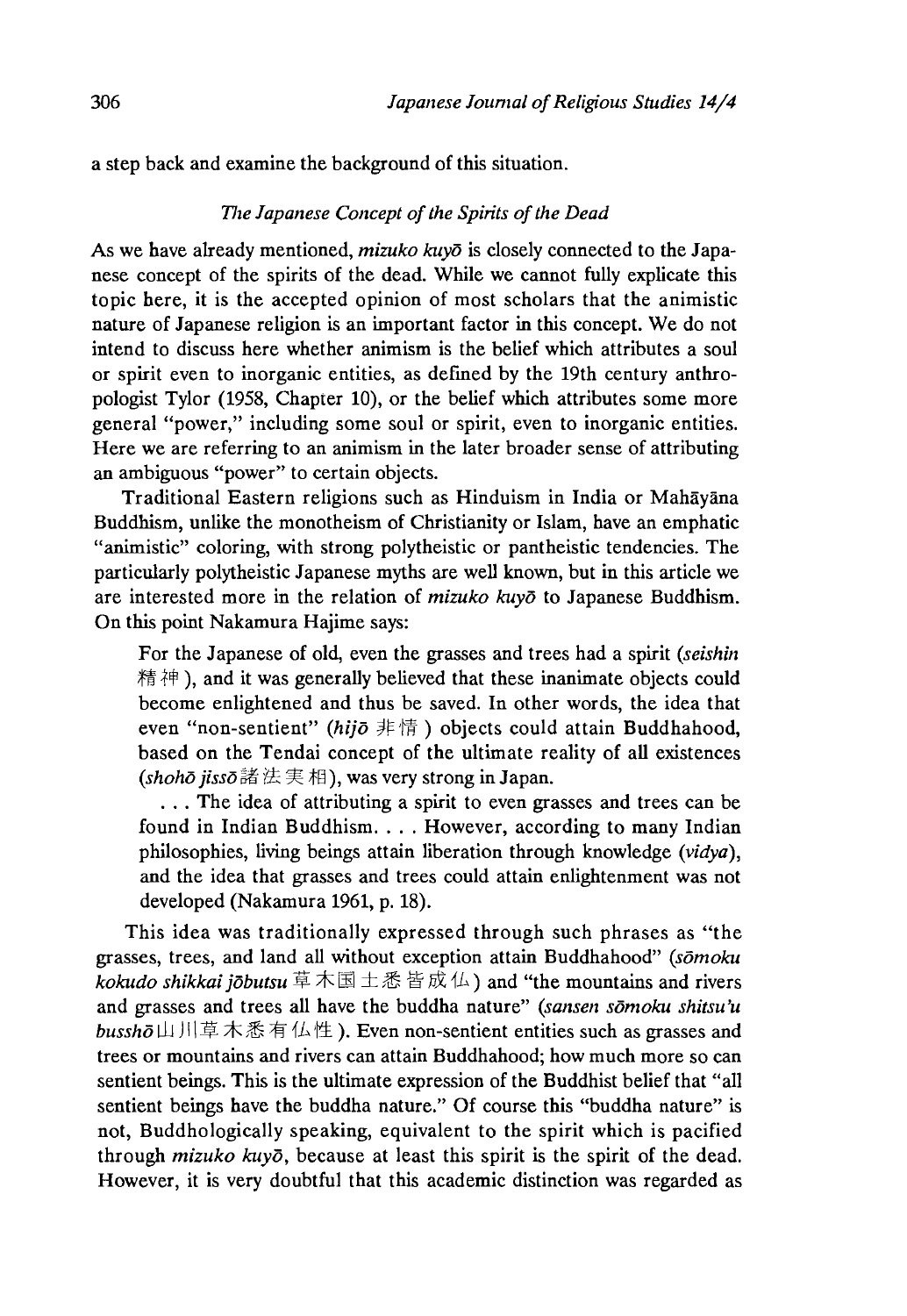a step back and examine the background of this situation.

### *The Japanese Concept of the Spirits of the Dead*

As we have already mentioned, *mizuko kuyō* is closely connected to the Japanese concept of the spirits of the dead. While we cannot fully explicate this topic here, it is the accepted opinion of most scholars that the animistic nature of Japanese religion is an important factor in this concept. We do not intend to discuss here whether animism is the belief which attributes a soul or spirit even to inorganic entities, as defined by the 19th century anthropologist Tylor (1958, Chapter 10), or the belief which attributes some more general "power," including some soul or spirit, even to inorganic entities. Here we are referring to an animism in the later broader sense of attributing an ambiguous "power" to certain objects.

Traditional Eastern religions such as Hinduism in India or Mahāyāna Buddhism, unlike the monotheism of Christianity or Islam, have an emphatic "animistic" coloring, with strong polytheistic or pantheistic tendencies. The particularly polytheistic Japanese myths are well known, but in this article we are interested more in the relation of *mizuko kuyō* to Japanese Buddhism. On this point Nakamura Hajime says:

> For the Japanese of old, even the grasses and trees had a spirit (*seishin* 精神), and it was generally believed that these inanimate objects could become enlightened and thus be saved. In other words, the idea that even "non-sentient" (*hijō* 非情) objects could attain Buddhahood, based on the Tendai concept of the ultimate reality of all existences (*shohō jissō* 諸法実相), was very strong in Japan.
>
> . . . The idea of attributing a spirit to even grasses and trees can be found in Indian Buddhism. . . . However, according to many Indian philosophies, living beings attain liberation through knowledge (*vidya*), and the idea that grasses and trees could attain enlightenment was not developed (Nakamura 1961, p. 18).

This idea was traditionally expressed through such phrases as "the grasses, trees, and land all without exception attain Buddhahood" (*sōmoku kokudo shikkai jōbutsu* 草木国土悉皆成仏) and "the mountains and rivers and grasses and trees all have the buddha nature" (*sansen sōmoku shitsu'u busshō* 山川草木悉有仏性). Even non-sentient entities such as grasses and trees or mountains and rivers can attain Buddhahood; how much more so can sentient beings. This is the ultimate expression of the Buddhist belief that "all sentient beings have the buddha nature." Of course this "buddha nature" is not, Buddhologically speaking, equivalent to the spirit which is pacified through *mizuko kuyō*, because at least this spirit is the spirit of the dead. However, it is very doubtful that this academic distinction was regarded as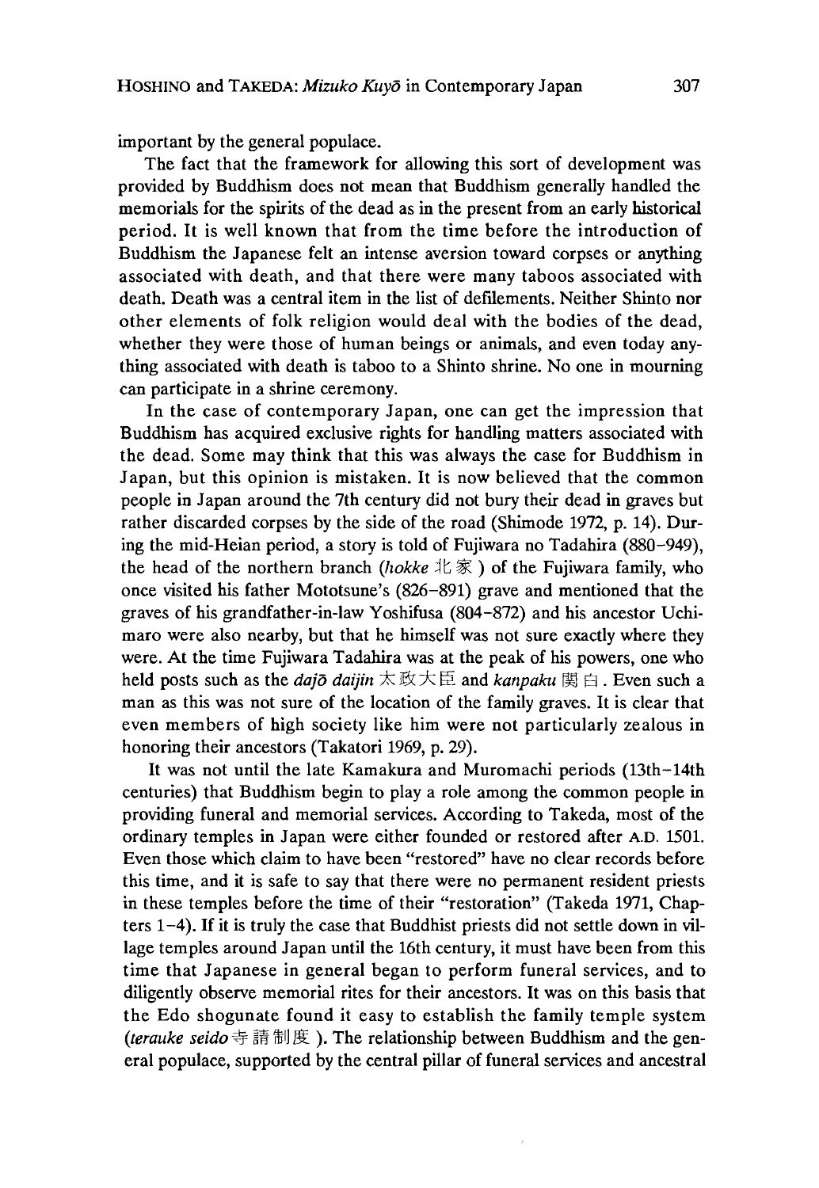important by the general populace.

The fact that the framework for allowing this sort of development was provided by Buddhism does not mean that Buddhism generally handled the memorials for the spirits of the dead as in the present from an early historical period. It is well known that from the time before the introduction of Buddhism the Japanese felt an intense aversion toward corpses or anything associated with death, and that there were many taboos associated with death. Death was a central item in the list of defilements. Neither Shinto nor other elements of folk religion would deal with the bodies of the dead, whether they were those of human beings or animals, and even today anything associated with death is taboo to a Shinto shrine. No one in mourning can participate in a shrine ceremony.

In the case of contemporary Japan, one can get the impression that Buddhism has acquired exclusive rights for handling matters associated with the dead. Some may think that this was always the case for Buddhism in Japan, but this opinion is mistaken. It is now believed that the common people in Japan around the 7th century did not bury their dead in graves but rather discarded corpses by the side of the road (Shimode 1972, p. 14). During the mid-Heian period, a story is told of Fujiwara no Tadahira (880–949), the head of the northern branch (*hokke* 北家) of the Fujiwara family, who once visited his father Mototsune's (826–891) grave and mentioned that the graves of his grandfather-in-law Yoshifusa (804–872) and his ancestor Uchimaro were also nearby, but that he himself was not sure exactly where they were. At the time Fujiwara Tadahira was at the peak of his powers, one who held posts such as the *dajō daijin* 太政大臣 and *kanpaku* 関白. Even such a man as this was not sure of the location of the family graves. It is clear that even members of high society like him were not particularly zealous in honoring their ancestors (Takatori 1969, p. 29).

It was not until the late Kamakura and Muromachi periods (13th–14th centuries) that Buddhism begin to play a role among the common people in providing funeral and memorial services. According to Takeda, most of the ordinary temples in Japan were either founded or restored after A.D. 1501. Even those which claim to have been "restored" have no clear records before this time, and it is safe to say that there were no permanent resident priests in these temples before the time of their "restoration" (Takeda 1971, Chapters 1–4). If it is truly the case that Buddhist priests did not settle down in village temples around Japan until the 16th century, it must have been from this time that Japanese in general began to perform funeral services, and to diligently observe memorial rites for their ancestors. It was on this basis that the Edo shogunate found it easy to establish the family temple system (*terauke seido* 寺請制度). The relationship between Buddhism and the general populace, supported by the central pillar of funeral services and ancestral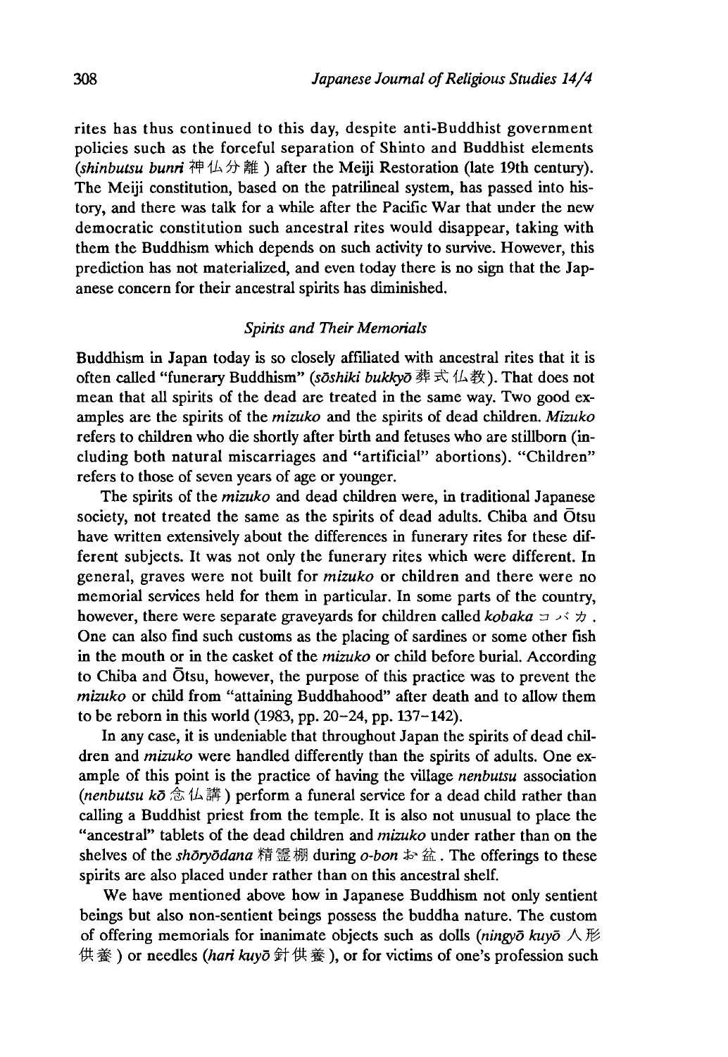rites has thus continued to this day, despite anti-Buddhist government policies such as the forceful separation of Shinto and Buddhist elements (*shinbutsu bunri* 神仏分離) after the Meiji Restoration (late 19th century). The Meiji constitution, based on the patrilineal system, has passed into history, and there was talk for a while after the Pacific War that under the new democratic constitution such ancestral rites would disappear, taking with them the Buddhism which depends on such activity to survive. However, this prediction has not materialized, and even today there is no sign that the Japanese concern for their ancestral spirits has diminished.

### *Spirits and Their Memorials*

Buddhism in Japan today is so closely affiliated with ancestral rites that it is often called "funerary Buddhism" (*sōshiki bukkyō* 葬式仏教). That does not mean that all spirits of the dead are treated in the same way. Two good examples are the spirits of the *mizuko* and the spirits of dead children. *Mizuko* refers to children who die shortly after birth and fetuses who are stillborn (including both natural miscarriages and "artificial" abortions). "Children" refers to those of seven years of age or younger.

The spirits of the *mizuko* and dead children were, in traditional Japanese society, not treated the same as the spirits of dead adults. Chiba and Ōtsu have written extensively about the differences in funerary rites for these different subjects. It was not only the funerary rites which were different. In general, graves were not built for *mizuko* or children and there were no memorial services held for them in particular. In some parts of the country, however, there were separate graveyards for children called *kobaka* コバカ. One can also find such customs as the placing of sardines or some other fish in the mouth or in the casket of the *mizuko* or child before burial. According to Chiba and Ōtsu, however, the purpose of this practice was to prevent the *mizuko* or child from "attaining Buddhahood" after death and to allow them to be reborn in this world (1983, pp. 20–24, pp. 137–142).

In any case, it is undeniable that throughout Japan the spirits of dead children and *mizuko* were handled differently than the spirits of adults. One example of this point is the practice of having the village *nenbutsu* association (*nenbutsu kō* 念仏講) perform a funeral service for a dead child rather than calling a Buddhist priest from the temple. It is also not unusual to place the "ancestral" tablets of the dead children and *mizuko* under rather than on the shelves of the *shōryōdana* 精霊棚 during *o-bon* お盆. The offerings to these spirits are also placed under rather than on this ancestral shelf.

We have mentioned above how in Japanese Buddhism not only sentient beings but also non-sentient beings possess the buddha nature. The custom of offering memorials for inanimate objects such as dolls (*ningyō kuyō* 人形供養) or needles (*hari kuyō* 針供養), or for victims of one's profession such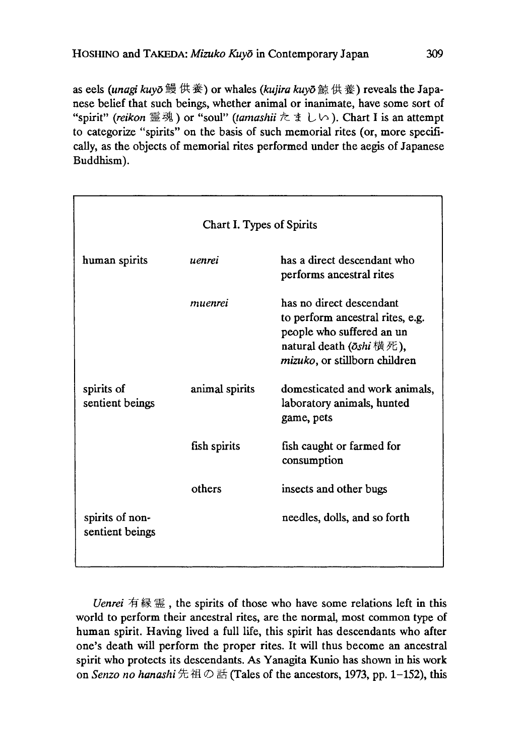as eels (*unagi kuyō* 鰻供養) or whales (*kujira kuyō* 鯨供養) reveals the Japanese belief that such beings, whether animal or inanimate, have some sort of "spirit" (*reikon* 霊魂) or "soul" (*tamashii* たましい). Chart I is an attempt to categorize "spirits" on the basis of such memorial rites (or, more specifically, as the objects of memorial rites performed under the aegis of Japanese Buddhism).

Chart I. Types of Spirits

| | | |
|---|---|---|
| human spirits | *uenrei* | has a direct descendant who performs ancestral rites |
| | *muenrei* | has no direct descendant to perform ancestral rites, e.g. people who suffered an un natural death (*ōshi* 横死), *mizuko*, or stillborn children |
| spirits of sentient beings | animal spirits | domesticated and work animals, laboratory animals, hunted game, pets |
| | fish spirits | fish caught or farmed for consumption |
| | others | insects and other bugs |
| spirits of non-sentient beings | | needles, dolls, and so forth |

*Uenrei* 有縁霊, the spirits of those who have some relations left in this world to perform their ancestral rites, are the normal, most common type of human spirit. Having lived a full life, this spirit has descendants who after one's death will perform the proper rites. It will thus become an ancestral spirit who protects its descendants. As Yanagita Kunio has shown in his work on *Senzo no hanashi* 先祖の話 (Tales of the ancestors, 1973, pp. 1–152), this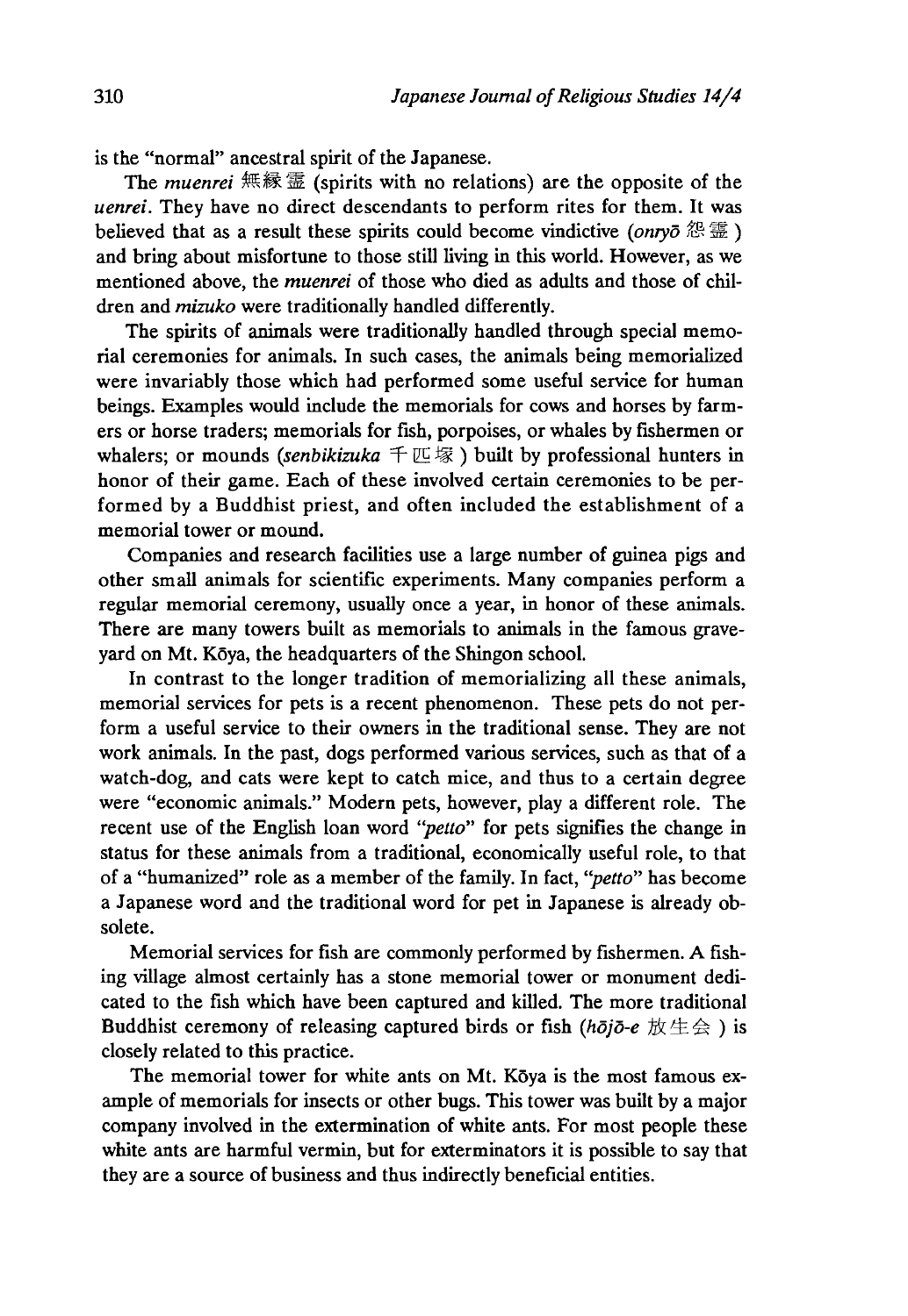is the "normal" ancestral spirit of the Japanese.

The *muenrei* 無縁霊 (spirits with no relations) are the opposite of the *uenrei*. They have no direct descendants to perform rites for them. It was believed that as a result these spirits could become vindictive (*onryō* 怨霊) and bring about misfortune to those still living in this world. However, as we mentioned above, the *muenrei* of those who died as adults and those of children and *mizuko* were traditionally handled differently.

The spirits of animals were traditionally handled through special memorial ceremonies for animals. In such cases, the animals being memorialized were invariably those which had performed some useful service for human beings. Examples would include the memorials for cows and horses by farmers or horse traders; memorials for fish, porpoises, or whales by fishermen or whalers; or mounds (*senbikizuka* 千匹塚) built by professional hunters in honor of their game. Each of these involved certain ceremonies to be performed by a Buddhist priest, and often included the establishment of a memorial tower or mound.

Companies and research facilities use a large number of guinea pigs and other small animals for scientific experiments. Many companies perform a regular memorial ceremony, usually once a year, in honor of these animals. There are many towers built as memorials to animals in the famous graveyard on Mt. Kōya, the headquarters of the Shingon school.

In contrast to the longer tradition of memorializing all these animals, memorial services for pets is a recent phenomenon. These pets do not perform a useful service to their owners in the traditional sense. They are not work animals. In the past, dogs performed various services, such as that of a watch-dog, and cats were kept to catch mice, and thus to a certain degree were "economic animals." Modern pets, however, play a different role. The recent use of the English loan word "*petto*" for pets signifies the change in status for these animals from a traditional, economically useful role, to that of a "humanized" role as a member of the family. In fact, "*petto*" has become a Japanese word and the traditional word for pet in Japanese is already obsolete.

Memorial services for fish are commonly performed by fishermen. A fishing village almost certainly has a stone memorial tower or monument dedicated to the fish which have been captured and killed. The more traditional Buddhist ceremony of releasing captured birds or fish (*hōjō-e* 放生会) is closely related to this practice.

The memorial tower for white ants on Mt. Kōya is the most famous example of memorials for insects or other bugs. This tower was built by a major company involved in the extermination of white ants. For most people these white ants are harmful vermin, but for exterminators it is possible to say that they are a source of business and thus indirectly beneficial entities.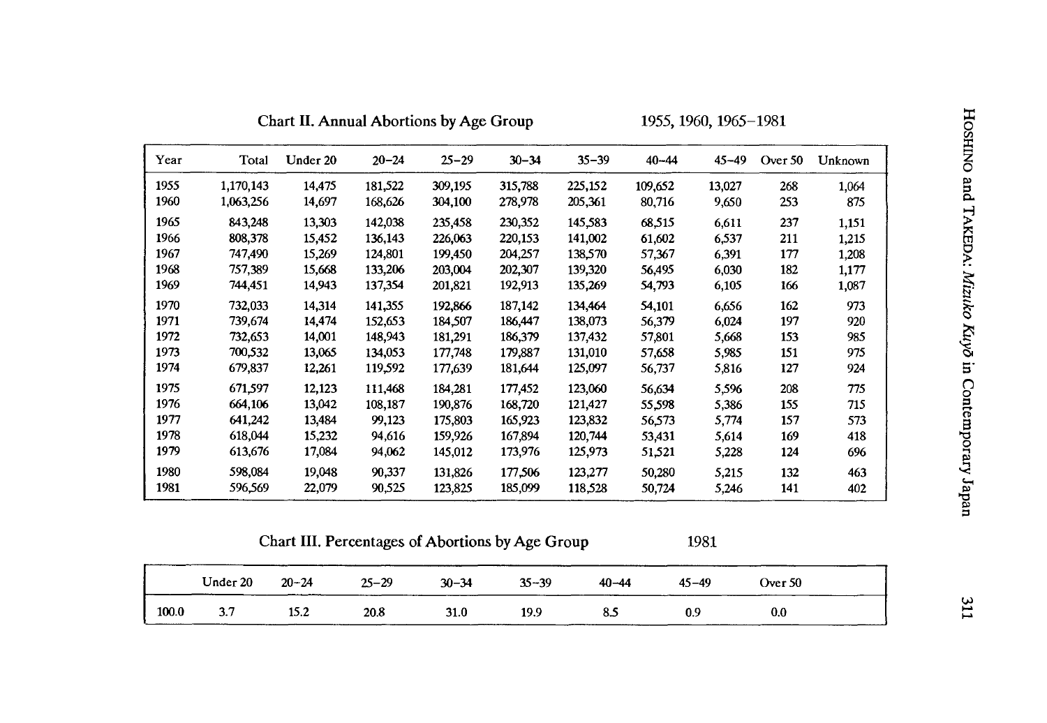Chart II. Annual Abortions by Age Group — 1955, 1960, 1965–1981

| Year | Total | Under 20 | 20–24 | 25–29 | 30–34 | 35–39 | 40–44 | 45–49 | Over 50 | Unknown |
|---|---|---|---|---|---|---|---|---|---|---|
| 1955 | 1,170,143 | 14,475 | 181,522 | 309,195 | 315,788 | 225,152 | 109,652 | 13,027 | 268 | 1,064 |
| 1960 | 1,063,256 | 14,697 | 168,626 | 304,100 | 278,978 | 205,361 | 80,716 | 9,650 | 253 | 875 |
| 1965 | 843,248 | 13,303 | 142,038 | 235,458 | 230,352 | 145,583 | 68,515 | 6,611 | 237 | 1,151 |
| 1966 | 808,378 | 15,452 | 136,143 | 226,063 | 220,153 | 141,002 | 61,602 | 6,537 | 211 | 1,215 |
| 1967 | 747,490 | 15,269 | 124,801 | 199,450 | 204,257 | 138,570 | 57,367 | 6,391 | 177 | 1,208 |
| 1968 | 757,389 | 15,668 | 133,206 | 203,004 | 202,307 | 139,320 | 56,495 | 6,030 | 182 | 1,177 |
| 1969 | 744,451 | 14,943 | 137,354 | 201,821 | 192,913 | 135,269 | 54,793 | 6,105 | 166 | 1,087 |
| 1970 | 732,033 | 14,314 | 141,355 | 192,866 | 187,142 | 134,464 | 54,101 | 6,656 | 162 | 973 |
| 1971 | 739,674 | 14,474 | 152,653 | 184,507 | 186,447 | 138,073 | 56,379 | 6,024 | 197 | 920 |
| 1972 | 732,653 | 14,001 | 148,943 | 181,291 | 186,379 | 137,432 | 57,801 | 5,668 | 153 | 985 |
| 1973 | 700,532 | 13,065 | 134,053 | 177,748 | 179,887 | 131,010 | 57,658 | 5,985 | 151 | 975 |
| 1974 | 679,837 | 12,261 | 119,592 | 177,639 | 181,644 | 125,097 | 56,737 | 5,816 | 127 | 924 |
| 1975 | 671,597 | 12,123 | 111,468 | 184,281 | 177,452 | 123,060 | 56,634 | 5,596 | 208 | 775 |
| 1976 | 664,106 | 13,042 | 108,187 | 190,876 | 168,720 | 121,427 | 55,598 | 5,386 | 155 | 715 |
| 1977 | 641,242 | 13,484 | 99,123 | 175,803 | 165,923 | 123,832 | 56,573 | 5,774 | 157 | 573 |
| 1978 | 618,044 | 15,232 | 94,616 | 159,926 | 167,894 | 120,744 | 53,431 | 5,614 | 169 | 418 |
| 1979 | 613,676 | 17,084 | 94,062 | 145,012 | 173,976 | 125,973 | 51,521 | 5,228 | 124 | 696 |
| 1980 | 598,084 | 19,048 | 90,337 | 131,826 | 177,506 | 123,277 | 50,280 | 5,215 | 132 | 463 |
| 1981 | 596,569 | 22,079 | 90,525 | 123,825 | 185,099 | 118,528 | 50,724 | 5,246 | 141 | 402 |

Chart III. Percentages of Abortions by Age Group — 1981

| | Under 20 | 20–24 | 25–29 | 30–34 | 35–39 | 40–44 | 45–49 | Over 50 |
|---|---|---|---|---|---|---|---|---|
| 100.0 | 3.7 | 15.2 | 20.8 | 31.0 | 19.9 | 8.5 | 0.9 | 0.0 |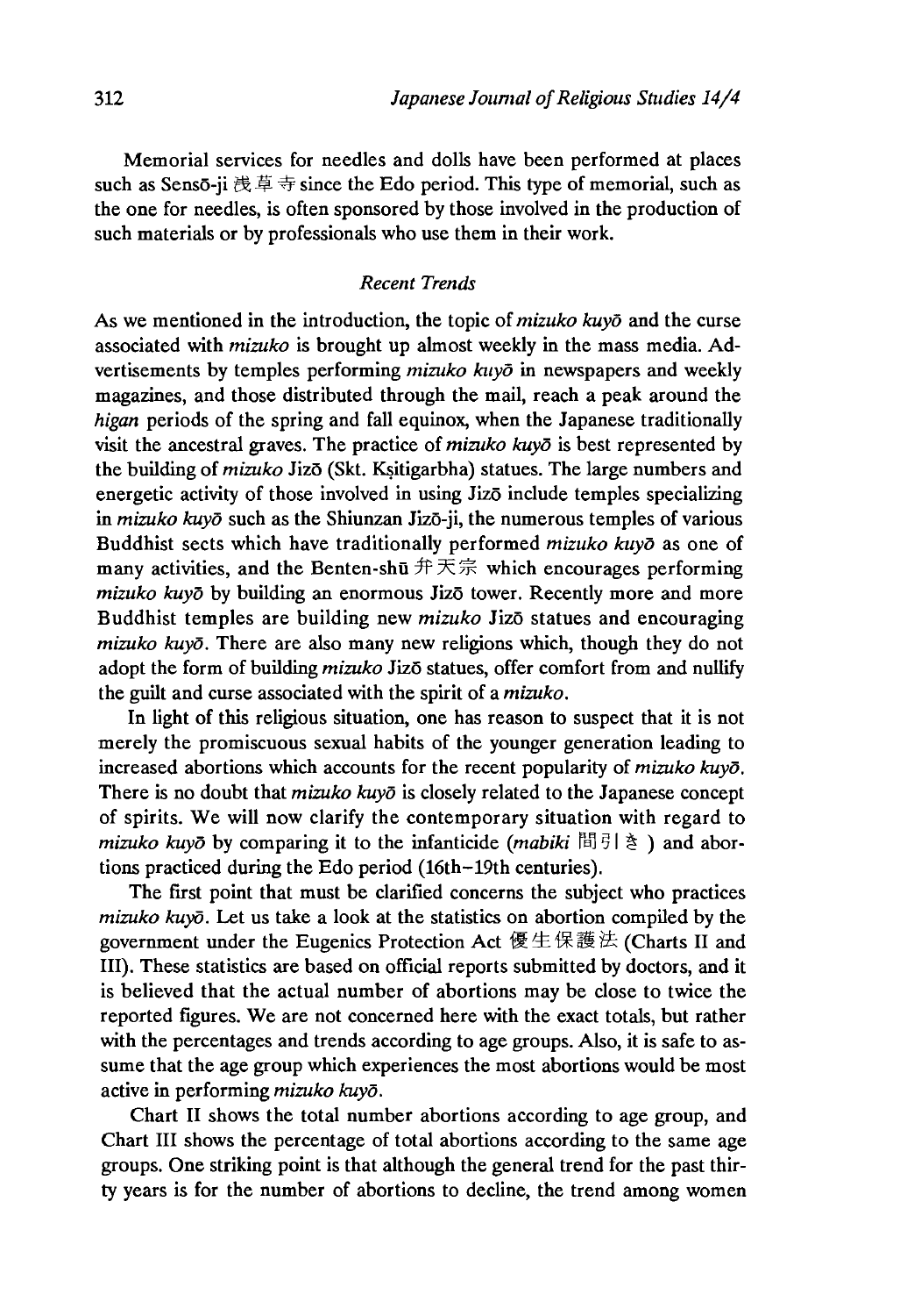Memorial services for needles and dolls have been performed at places such as Sensō-ji 浅草寺 since the Edo period. This type of memorial, such as the one for needles, is often sponsored by those involved in the production of such materials or by professionals who use them in their work.

### *Recent Trends*

As we mentioned in the introduction, the topic of *mizuko kuyō* and the curse associated with *mizuko* is brought up almost weekly in the mass media. Advertisements by temples performing *mizuko kuyō* in newspapers and weekly magazines, and those distributed through the mail, reach a peak around the *higan* periods of the spring and fall equinox, when the Japanese traditionally visit the ancestral graves. The practice of *mizuko kuyō* is best represented by the building of *mizuko* Jizō (Skt. Kṣitigarbha) statues. The large numbers and energetic activity of those involved in using Jizō include temples specializing in *mizuko kuyō* such as the Shiunzan Jizō-ji, the numerous temples of various Buddhist sects which have traditionally performed *mizuko kuyō* as one of many activities, and the Benten-shū 弁天宗 which encourages performing *mizuko kuyō* by building an enormous Jizō tower. Recently more and more Buddhist temples are building new *mizuko* Jizō statues and encouraging *mizuko kuyō*. There are also many new religions which, though they do not adopt the form of building *mizuko* Jizō statues, offer comfort from and nullify the guilt and curse associated with the spirit of a *mizuko*.

In light of this religious situation, one has reason to suspect that it is not merely the promiscuous sexual habits of the younger generation leading to increased abortions which accounts for the recent popularity of *mizuko kuyō*. There is no doubt that *mizuko kuyō* is closely related to the Japanese concept of spirits. We will now clarify the contemporary situation with regard to *mizuko kuyō* by comparing it to the infanticide (*mabiki* 間引き) and abortions practiced during the Edo period (16th–19th centuries).

The first point that must be clarified concerns the subject who practices *mizuko kuyō*. Let us take a look at the statistics on abortion compiled by the government under the Eugenics Protection Act 優生保護法 (Charts II and III). These statistics are based on official reports submitted by doctors, and it is believed that the actual number of abortions may be close to twice the reported figures. We are not concerned here with the exact totals, but rather with the percentages and trends according to age groups. Also, it is safe to assume that the age group which experiences the most abortions would be most active in performing *mizuko kuyō*.

Chart II shows the total number abortions according to age group, and Chart III shows the percentage of total abortions according to the same age groups. One striking point is that although the general trend for the past thirty years is for the number of abortions to decline, the trend among women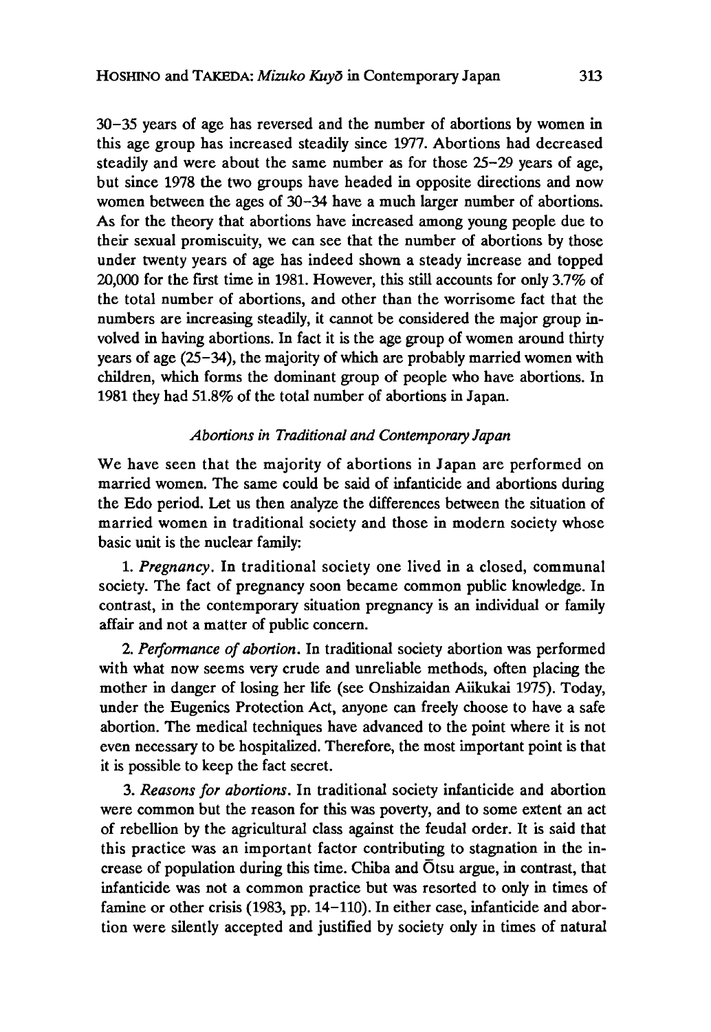30–35 years of age has reversed and the number of abortions by women in this age group has increased steadily since 1977. Abortions had decreased steadily and were about the same number as for those 25–29 years of age, but since 1978 the two groups have headed in opposite directions and now women between the ages of 30–34 have a much larger number of abortions. As for the theory that abortions have increased among young people due to their sexual promiscuity, we can see that the number of abortions by those under twenty years of age has indeed shown a steady increase and topped 20,000 for the first time in 1981. However, this still accounts for only 3.7% of the total number of abortions, and other than the worrisome fact that the numbers are increasing steadily, it cannot be considered the major group involved in having abortions. In fact it is the age group of women around thirty years of age (25–34), the majority of which are probably married women with children, which forms the dominant group of people who have abortions. In 1981 they had 51.8% of the total number of abortions in Japan.

### *Abortions in Traditional and Contemporary Japan*

We have seen that the majority of abortions in Japan are performed on married women. The same could be said of infanticide and abortions during the Edo period. Let us then analyze the differences between the situation of married women in traditional society and those in modern society whose basic unit is the nuclear family:

1. *Pregnancy*. In traditional society one lived in a closed, communal society. The fact of pregnancy soon became common public knowledge. In contrast, in the contemporary situation pregnancy is an individual or family affair and not a matter of public concern.

2. *Performance of abortion*. In traditional society abortion was performed with what now seems very crude and unreliable methods, often placing the mother in danger of losing her life (see Onshizaidan Aiikukai 1975). Today, under the Eugenics Protection Act, anyone can freely choose to have a safe abortion. The medical techniques have advanced to the point where it is not even necessary to be hospitalized. Therefore, the most important point is that it is possible to keep the fact secret.

3. *Reasons for abortions*. In traditional society infanticide and abortion were common but the reason for this was poverty, and to some extent an act of rebellion by the agricultural class against the feudal order. It is said that this practice was an important factor contributing to stagnation in the increase of population during this time. Chiba and Ōtsu argue, in contrast, that infanticide was not a common practice but was resorted to only in times of famine or other crisis (1983, pp. 14–110). In either case, infanticide and abortion were silently accepted and justified by society only in times of natural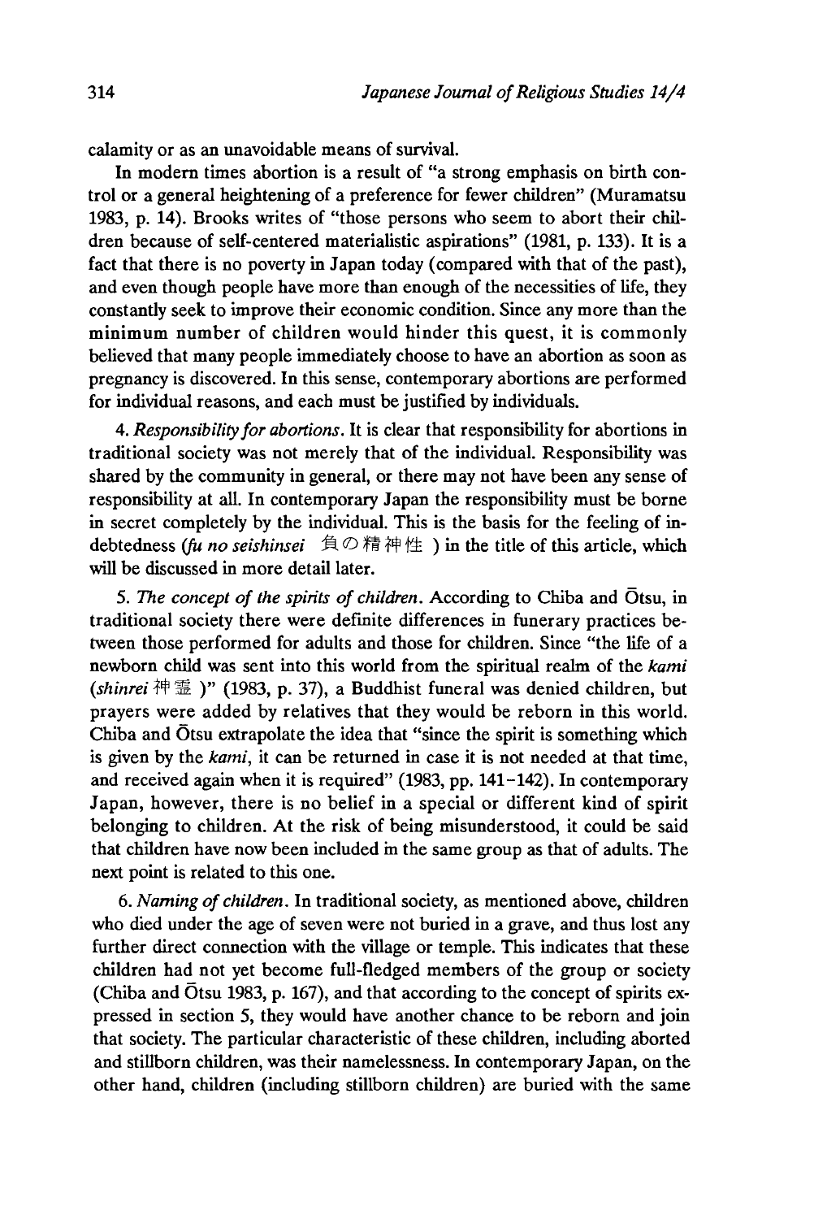calamity or as an unavoidable means of survival.

In modern times abortion is a result of "a strong emphasis on birth control or a general heightening of a preference for fewer children" (Muramatsu 1983, p. 14). Brooks writes of "those persons who seem to abort their children because of self-centered materialistic aspirations" (1981, p. 133). It is a fact that there is no poverty in Japan today (compared with that of the past), and even though people have more than enough of the necessities of life, they constantly seek to improve their economic condition. Since any more than the minimum number of children would hinder this quest, it is commonly believed that many people immediately choose to have an abortion as soon as pregnancy is discovered. In this sense, contemporary abortions are performed for individual reasons, and each must be justified by individuals.

4. *Responsibility for abortions*. It is clear that responsibility for abortions in traditional society was not merely that of the individual. Responsibility was shared by the community in general, or there may not have been any sense of responsibility at all. In contemporary Japan the responsibility must be borne in secret completely by the individual. This is the basis for the feeling of indebtedness (*fu no seishinsei* 負の精神性) in the title of this article, which will be discussed in more detail later.

5. *The concept of the spirits of children*. According to Chiba and Ōtsu, in traditional society there were definite differences in funerary practices between those performed for adults and those for children. Since "the life of a newborn child was sent into this world from the spiritual realm of the *kami* (*shinrei* 神霊)" (1983, p. 37), a Buddhist funeral was denied children, but prayers were added by relatives that they would be reborn in this world. Chiba and Ōtsu extrapolate the idea that "since the spirit is something which is given by the *kami*, it can be returned in case it is not needed at that time, and received again when it is required" (1983, pp. 141–142). In contemporary Japan, however, there is no belief in a special or different kind of spirit belonging to children. At the risk of being misunderstood, it could be said that children have now been included in the same group as that of adults. The next point is related to this one.

6. *Naming of children*. In traditional society, as mentioned above, children who died under the age of seven were not buried in a grave, and thus lost any further direct connection with the village or temple. This indicates that these children had not yet become full-fledged members of the group or society (Chiba and Ōtsu 1983, p. 167), and that according to the concept of spirits expressed in section 5, they would have another chance to be reborn and join that society. The particular characteristic of these children, including aborted and stillborn children, was their namelessness. In contemporary Japan, on the other hand, children (including stillborn children) are buried with the same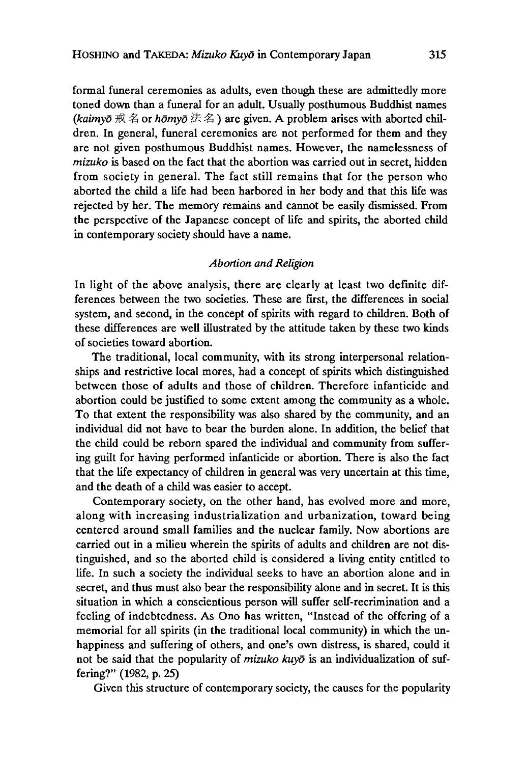formal funeral ceremonies as adults, even though these are admittedly more toned down than a funeral for an adult. Usually posthumous Buddhist names (*kaimyō* 戒名 or *hōmyō* 法名) are given. A problem arises with aborted children. In general, funeral ceremonies are not performed for them and they are not given posthumous Buddhist names. However, the namelessness of *mizuko* is based on the fact that the abortion was carried out in secret, hidden from society in general. The fact still remains that for the person who aborted the child a life had been harbored in her body and that this life was rejected by her. The memory remains and cannot be easily dismissed. From the perspective of the Japanese concept of life and spirits, the aborted child in contemporary society should have a name.

### *Abortion and Religion*

In light of the above analysis, there are clearly at least two definite differences between the two societies. These are first, the differences in social system, and second, in the concept of spirits with regard to children. Both of these differences are well illustrated by the attitude taken by these two kinds of societies toward abortion.

The traditional, local community, with its strong interpersonal relationships and restrictive local mores, had a concept of spirits which distinguished between those of adults and those of children. Therefore infanticide and abortion could be justified to some extent among the community as a whole. To that extent the responsibility was also shared by the community, and an individual did not have to bear the burden alone. In addition, the belief that the child could be reborn spared the individual and community from suffering guilt for having performed infanticide or abortion. There is also the fact that the life expectancy of children in general was very uncertain at this time, and the death of a child was easier to accept.

Contemporary society, on the other hand, has evolved more and more, along with increasing industrialization and urbanization, toward being centered around small families and the nuclear family. Now abortions are carried out in a milieu wherein the spirits of adults and children are not distinguished, and so the aborted child is considered a living entity entitled to life. In such a society the individual seeks to have an abortion alone and in secret, and thus must also bear the responsibility alone and in secret. It is this situation in which a conscientious person will suffer self-recrimination and a feeling of indebtedness. As Ono has written, "Instead of the offering of a memorial for all spirits (in the traditional local community) in which the unhappiness and suffering of others, and one's own distress, is shared, could it not be said that the popularity of *mizuko kuyō* is an individualization of suffering?" (1982, p. 25)

Given this structure of contemporary society, the causes for the popularity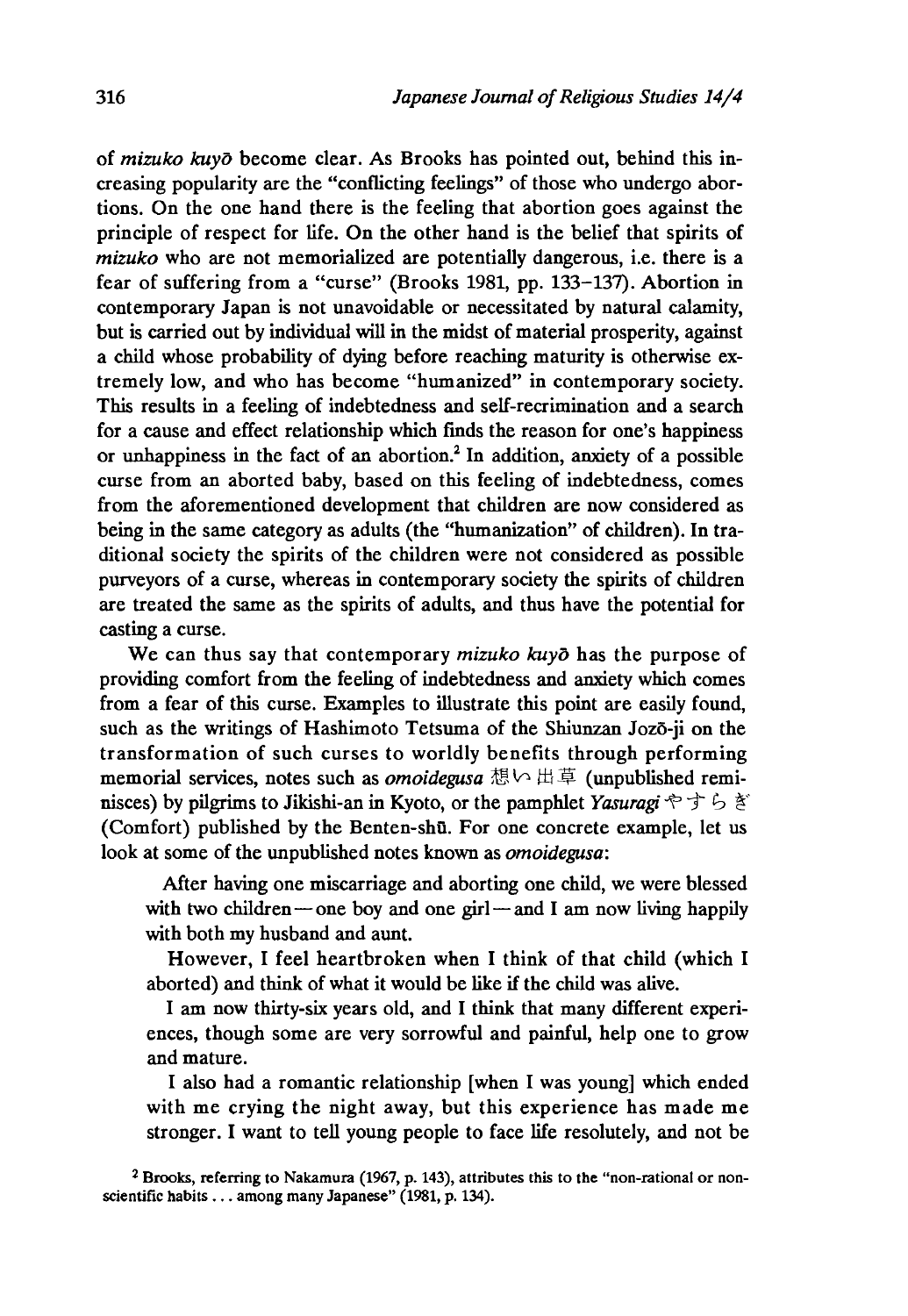of *mizuko kuyō* become clear. As Brooks has pointed out, behind this increasing popularity are the "conflicting feelings" of those who undergo abortions. On the one hand there is the feeling that abortion goes against the principle of respect for life. On the other hand is the belief that spirits of *mizuko* who are not memorialized are potentially dangerous, i.e. there is a fear of suffering from a "curse" (Brooks 1981, pp. 133–137). Abortion in contemporary Japan is not unavoidable or necessitated by natural calamity, but is carried out by individual will in the midst of material prosperity, against a child whose probability of dying before reaching maturity is otherwise extremely low, and who has become "humanized" in contemporary society. This results in a feeling of indebtedness and self-recrimination and a search for a cause and effect relationship which finds the reason for one's happiness or unhappiness in the fact of an abortion.[2] In addition, anxiety of a possible curse from an aborted baby, based on this feeling of indebtedness, comes from the aforementioned development that children are now considered as being in the same category as adults (the "humanization" of children). In traditional society the spirits of the children were not considered as possible purveyors of a curse, whereas in contemporary society the spirits of children are treated the same as the spirits of adults, and thus have the potential for casting a curse.

We can thus say that contemporary *mizuko kuyō* has the purpose of providing comfort from the feeling of indebtedness and anxiety which comes from a fear of this curse. Examples to illustrate this point are easily found, such as the writings of Hashimoto Tetsuma of the Shiunzan Jozō-ji on the transformation of such curses to worldly benefits through performing memorial services, notes such as *omoidegusa* 想い出草 (unpublished reminisces) by pilgrims to Jikishi-an in Kyoto, or the pamphlet *Yasuragi* やすらぎ (Comfort) published by the Benten-shū. For one concrete example, let us look at some of the unpublished notes known as *omoidegusa*:

> After having one miscarriage and aborting one child, we were blessed with two children — one boy and one girl — and I am now living happily with both my husband and aunt.
>
> However, I feel heartbroken when I think of that child (which I aborted) and think of what it would be like if the child was alive.
>
> I am now thirty-six years old, and I think that many different experiences, though some are very sorrowful and painful, help one to grow and mature.
>
> I also had a romantic relationship [when I was young] which ended with me crying the night away, but this experience has made me stronger. I want to tell young people to face life resolutely, and not be

[2] Brooks, referring to Nakamura (1967, p. 143), attributes this to the "non-rational or non-scientific habits . . . among many Japanese" (1981, p. 134).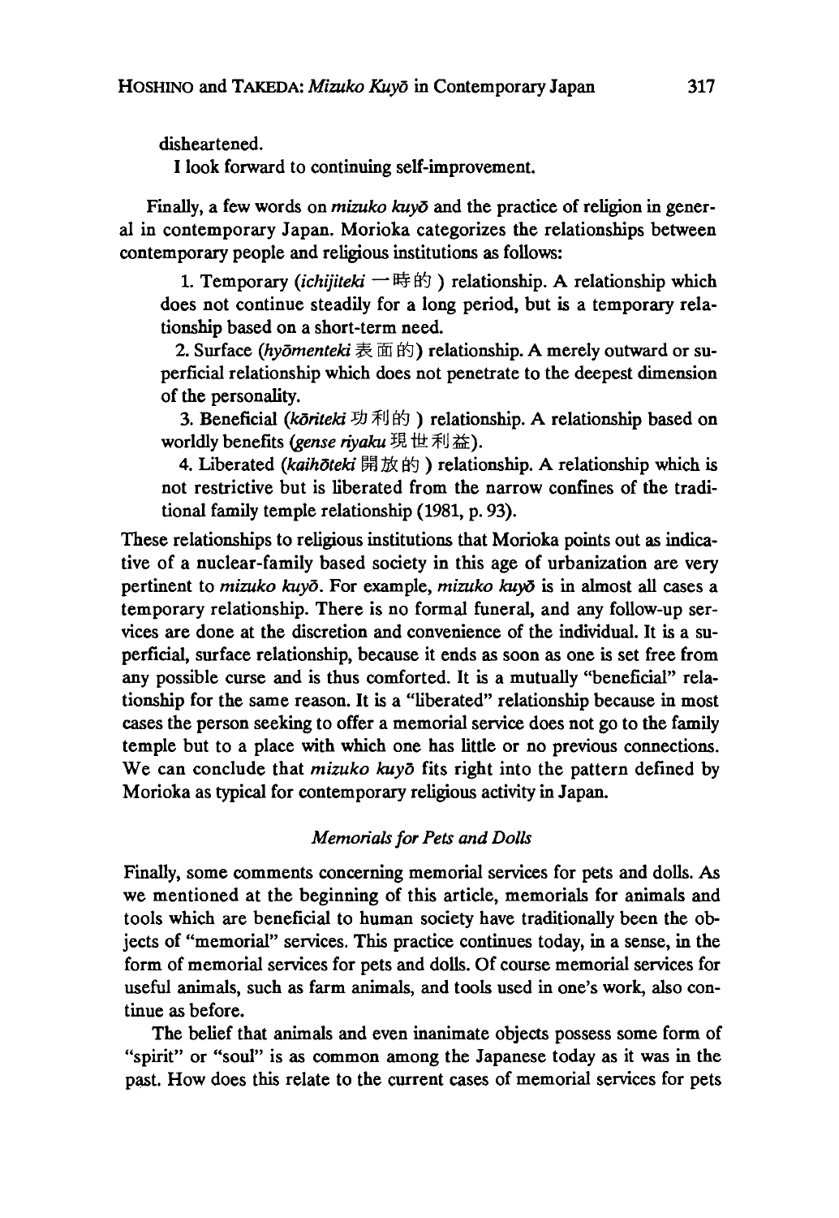disheartened.

I look forward to continuing self-improvement.

Finally, a few words on *mizuko kuyō* and the practice of religion in general in contemporary Japan. Morioka categorizes the relationships between contemporary people and religious institutions as follows:

> 1. Temporary (*ichijiteki* 一時的) relationship. A relationship which does not continue steadily for a long period, but is a temporary relationship based on a short-term need.
> 2. Surface (*hyōmenteki* 表面的) relationship. A merely outward or superficial relationship which does not penetrate to the deepest dimension of the personality.
> 3. Beneficial (*kōriteki* 功利的) relationship. A relationship based on worldly benefits (*gense riyaku* 現世利益).
> 4. Liberated (*kaihōteki* 開放的) relationship. A relationship which is not restrictive but is liberated from the narrow confines of the traditional family temple relationship (1981, p. 93).

These relationships to religious institutions that Morioka points out as indicative of a nuclear-family based society in this age of urbanization are very pertinent to *mizuko kuyō*. For example, *mizuko kuyō* is in almost all cases a temporary relationship. There is no formal funeral, and any follow-up services are done at the discretion and convenience of the individual. It is a superficial, surface relationship, because it ends as soon as one is set free from any possible curse and is thus comforted. It is a mutually "beneficial" relationship for the same reason. It is a "liberated" relationship because in most cases the person seeking to offer a memorial service does not go to the family temple but to a place with which one has little or no previous connections. We can conclude that *mizuko kuyō* fits right into the pattern defined by Morioka as typical for contemporary religious activity in Japan.

### *Memorials for Pets and Dolls*

Finally, some comments concerning memorial services for pets and dolls. As we mentioned at the beginning of this article, memorials for animals and tools which are beneficial to human society have traditionally been the objects of "memorial" services. This practice continues today, in a sense, in the form of memorial services for pets and dolls. Of course memorial services for useful animals, such as farm animals, and tools used in one's work, also continue as before.

The belief that animals and even inanimate objects possess some form of "spirit" or "soul" is as common among the Japanese today as it was in the past. How does this relate to the current cases of memorial services for pets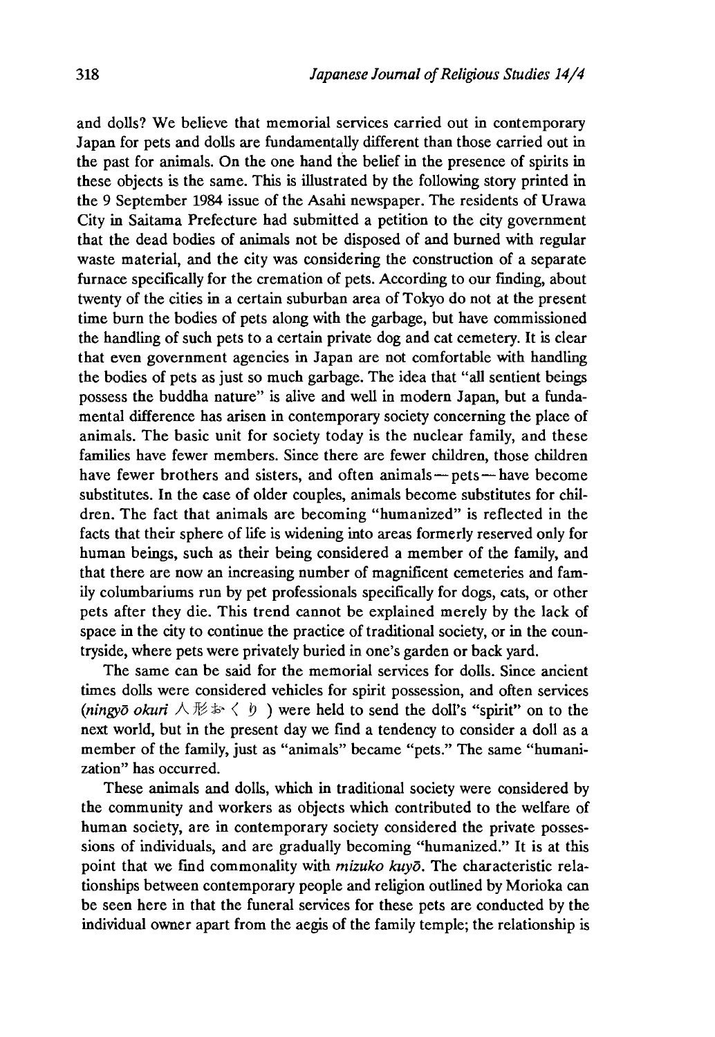and dolls? We believe that memorial services carried out in contemporary Japan for pets and dolls are fundamentally different than those carried out in the past for animals. On the one hand the belief in the presence of spirits in these objects is the same. This is illustrated by the following story printed in the 9 September 1984 issue of the Asahi newspaper. The residents of Urawa City in Saitama Prefecture had submitted a petition to the city government that the dead bodies of animals not be disposed of and burned with regular waste material, and the city was considering the construction of a separate furnace specifically for the cremation of pets. According to our finding, about twenty of the cities in a certain suburban area of Tokyo do not at the present time burn the bodies of pets along with the garbage, but have commissioned the handling of such pets to a certain private dog and cat cemetery. It is clear that even government agencies in Japan are not comfortable with handling the bodies of pets as just so much garbage. The idea that "all sentient beings possess the buddha nature" is alive and well in modern Japan, but a fundamental difference has arisen in contemporary society concerning the place of animals. The basic unit for society today is the nuclear family, and these families have fewer members. Since there are fewer children, those children have fewer brothers and sisters, and often animals — pets — have become substitutes. In the case of older couples, animals become substitutes for children. The fact that animals are becoming "humanized" is reflected in the facts that their sphere of life is widening into areas formerly reserved only for human beings, such as their being considered a member of the family, and that there are now an increasing number of magnificent cemeteries and family columbariums run by pet professionals specifically for dogs, cats, or other pets after they die. This trend cannot be explained merely by the lack of space in the city to continue the practice of traditional society, or in the countryside, where pets were privately buried in one's garden or back yard.

The same can be said for the memorial services for dolls. Since ancient times dolls were considered vehicles for spirit possession, and often services (*ningyō okuri* 人形おくり) were held to send the doll's "spirit" on to the next world, but in the present day we find a tendency to consider a doll as a member of the family, just as "animals" became "pets." The same "humanization" has occurred.

These animals and dolls, which in traditional society were considered by the community and workers as objects which contributed to the welfare of human society, are in contemporary society considered the private possessions of individuals, and are gradually becoming "humanized." It is at this point that we find commonality with *mizuko kuyō*. The characteristic relationships between contemporary people and religion outlined by Morioka can be seen here in that the funeral services for these pets are conducted by the individual owner apart from the aegis of the family temple; the relationship is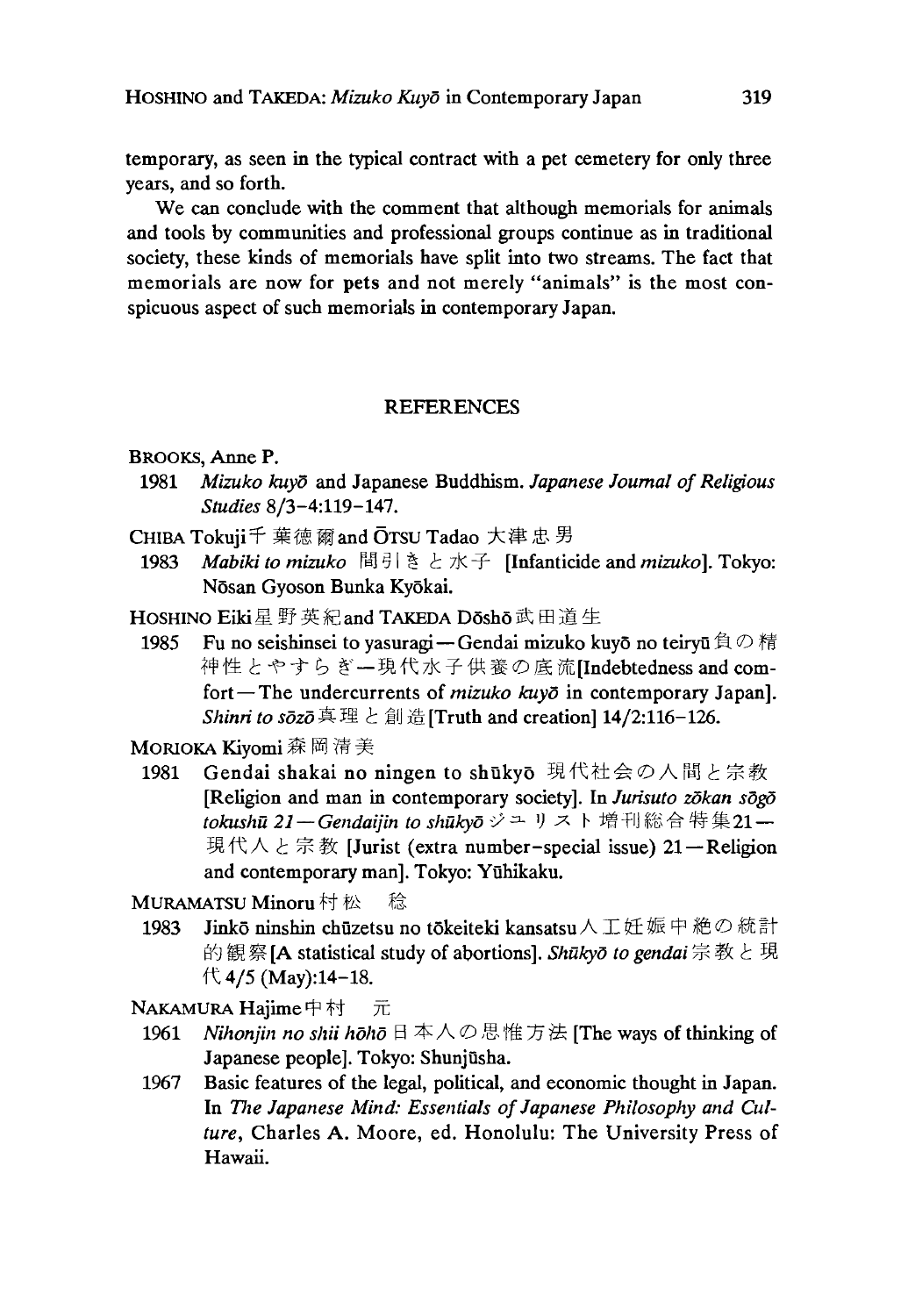temporary, as seen in the typical contract with a pet cemetery for only three years, and so forth.

We can conclude with the comment that although memorials for animals and tools by communities and professional groups continue as in traditional society, these kinds of memorials have split into two streams. The fact that memorials are now for pets and not merely "animals" is the most conspicuous aspect of such memorials in contemporary Japan.

## REFERENCES

BROOKS, Anne P.

1981 *Mizuko kuyō* and Japanese Buddhism. *Japanese Journal of Religious Studies* 8/3–4:119–147.

CHIBA Tokuji 千葉徳爾 and ŌTSU Tadao 大津忠男

1983 *Mabiki to mizuko* 間引きと水子 [Infanticide and *mizuko*]. Tokyo: Nōsan Gyoson Bunka Kyōkai.

HOSHINO Eiki 星野英紀 and TAKEDA Dōshō 武田道生

1985 Fu no seishinsei to yasuragi—Gendai mizuko kuyō no teiryū 負の精神性とやすらぎ—現代水子供養の底流 [Indebtedness and comfort—The undercurrents of *mizuko kuyō* in contemporary Japan]. *Shinri to sōzō* 真理と創造 [Truth and creation] 14/2:116–126.

MORIOKA Kiyomi 森岡清美

1981 Gendai shakai no ningen to shūkyō 現代社会の人間と宗教 [Religion and man in contemporary society]. In *Jurisuto zōkan sōgō tokushū 21—Gendaijin to shūkyō* ジュリスト増刊総合特集21—現代人と宗教 [Jurist (extra number–special issue) 21—Religion and contemporary man]. Tokyo: Yūhikaku.

MURAMATSU Minoru 村松 稔

1983 Jinkō ninshin chūzetsu no tōkeiteki kansatsu 人工妊娠中絶の統計的観察 [A statistical study of abortions]. *Shūkyō to gendai* 宗教と現代 4/5 (May):14–18.

NAKAMURA Hajime 中村 元

1961 *Nihonjin no shii hōhō* 日本人の思惟方法 [The ways of thinking of Japanese people]. Tokyo: Shunjūsha.

1967 Basic features of the legal, political, and economic thought in Japan. In *The Japanese Mind: Essentials of Japanese Philosophy and Culture*, Charles A. Moore, ed. Honolulu: The University Press of Hawaii.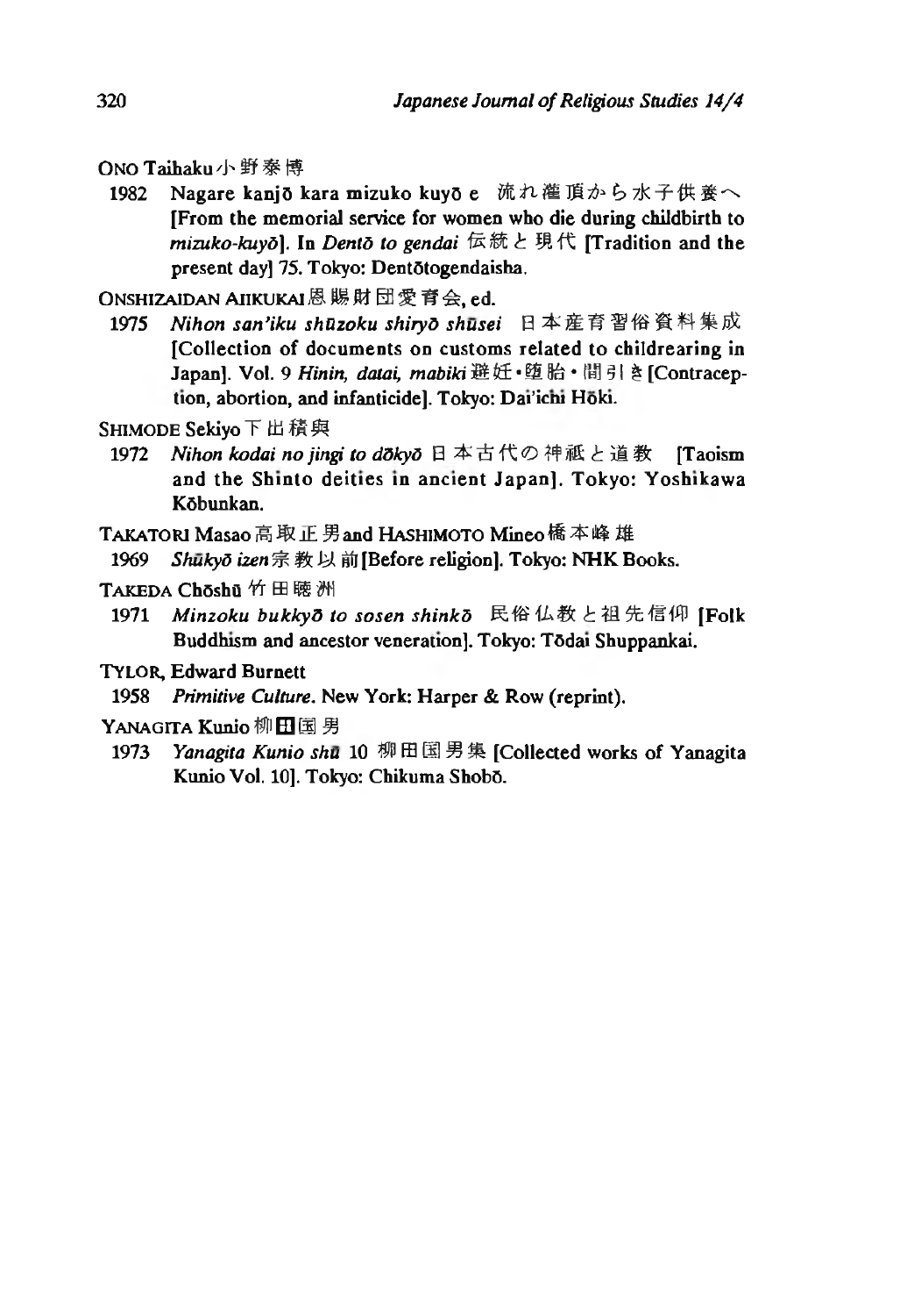ONO Taihaku 小野泰博

1982 Nagare kanjō kara mizuko kuyō e 流れ灌頂から水子供養へ [From the memorial service for women who die during childbirth to *mizuko-kuyō*]. In *Dentō to gendai* 伝統と現代 [Tradition and the present day] 75. Tokyo: Dentōtogendaisha.

ONSHIZAIDAN AIIKUKAI 恩賜財団愛育会, ed.

1975 *Nihon san'iku shūzoku shiryō shūsei* 日本産育習俗資料集成 [Collection of documents on customs related to childrearing in Japan]. Vol. 9 *Hinin, datai, mabiki* 避妊・堕胎・間引き [Contraception, abortion, and infanticide]. Tokyo: Dai'ichi Hōki.

SHIMODE Sekiyo 下出積與

1972 *Nihon kodai no jingi to dōkyō* 日本古代の神祇と道教 [Taoism and the Shinto deities in ancient Japan]. Tokyo: Yoshikawa Kōbunkan.

TAKATORI Masao 高取正男 and HASHIMOTO Mineo 橋本峰雄

1969 *Shūkyō izen* 宗教以前 [Before religion]. Tokyo: NHK Books.

TAKEDA Chōshū 竹田聴洲

1971 *Minzoku bukkyō to sosen shinkō* 民俗仏教と祖先信仰 [Folk Buddhism and ancestor veneration]. Tokyo: Tōdai Shuppankai.

TYLOR, Edward Burnett

1958 *Primitive Culture*. New York: Harper & Row (reprint).

YANAGITA Kunio 柳田国男

1973 *Yanagita Kunio shū* 10 柳田国男集 [Collected works of Yanagita Kunio Vol. 10]. Tokyo: Chikuma Shobō.